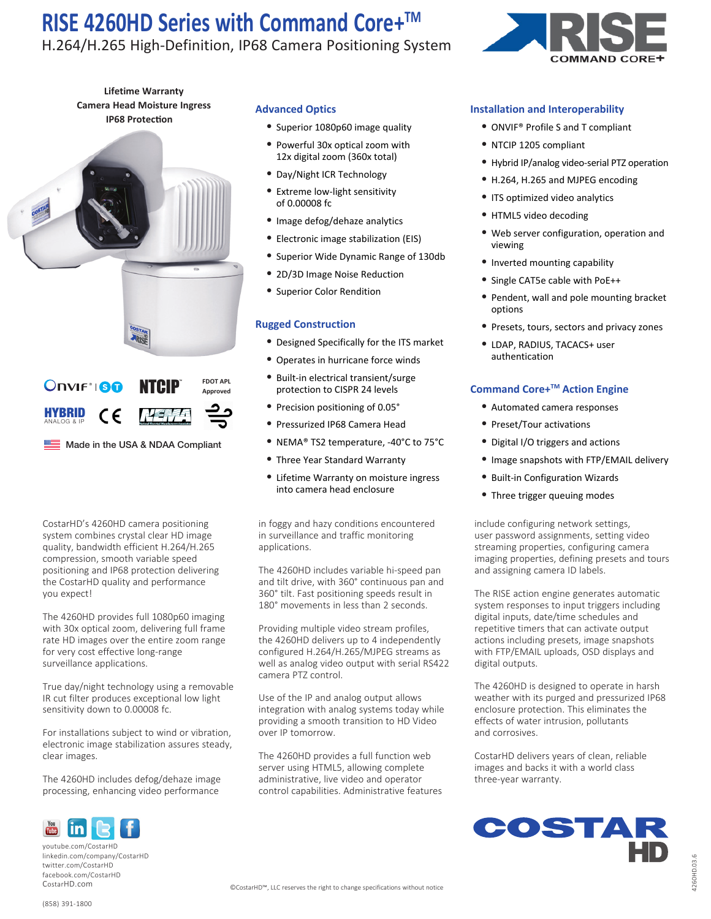# RISE 4260HD Series with Command Core+™

H.264/H.265 High-Definition, IP68 Camera Positioning System

**Lifetime Warranty**
**Camera Head Moisture Ingress**
**IP68 Protection**

FDOT APL Approved

Made in the USA & NDAA Compliant

## Advanced Optics

- Superior 1080p60 image quality
- Powerful 30x optical zoom with 12x digital zoom (360x total)
- Day/Night ICR Technology
- Extreme low-light sensitivity of 0.00008 fc
- Image defog/dehaze analytics
- Electronic image stabilization (EIS)
- Superior Wide Dynamic Range of 130db
- 2D/3D Image Noise Reduction
- Superior Color Rendition

## Rugged Construction

- Designed Specifically for the ITS market
- Operates in hurricane force winds
- Built-in electrical transient/surge protection to CISPR 24 levels
- Precision positioning of 0.05°
- Pressurized IP68 Camera Head
- NEMA® TS2 temperature, -40°C to 75°C
- Three Year Standard Warranty
- Lifetime Warranty on moisture ingress into camera head enclosure

## Installation and Interoperability

- ONVIF® Profile S and T compliant
- NTCIP 1205 compliant
- Hybrid IP/analog video-serial PTZ operation
- H.264, H.265 and MJPEG encoding
- ITS optimized video analytics
- HTML5 video decoding
- Web server configuration, operation and viewing
- Inverted mounting capability
- Single CAT5e cable with PoE++
- Pendent, wall and pole mounting bracket options
- Presets, tours, sectors and privacy zones
- LDAP, RADIUS, TACACS+ user authentication

## Command Core+™ Action Engine

- Automated camera responses
- Preset/Tour activations
- Digital I/O triggers and actions
- Image snapshots with FTP/EMAIL delivery
- Built-in Configuration Wizards
- Three trigger queuing modes

CostarHD's 4260HD camera positioning system combines crystal clear HD image quality, bandwidth efficient H.264/H.265 compression, smooth variable speed positioning and IP68 protection delivering the CostarHD quality and performance you expect!

The 4260HD provides full 1080p60 imaging with 30x optical zoom, delivering full frame rate HD images over the entire zoom range for very cost effective long-range surveillance applications.

True day/night technology using a removable IR cut filter produces exceptional low light sensitivity down to 0.00008 fc.

For installations subject to wind or vibration, electronic image stabilization assures steady, clear images.

The 4260HD includes defog/dehaze image processing, enhancing video performance in foggy and hazy conditions encountered in surveillance and traffic monitoring applications.

The 4260HD includes variable hi-speed pan and tilt drive, with 360° continuous pan and 360° tilt. Fast positioning speeds result in 180° movements in less than 2 seconds.

Providing multiple video stream profiles, the 4260HD delivers up to 4 independently configured H.264/H.265/MJPEG streams as well as analog video output with serial RS422 camera PTZ control.

Use of the IP and analog output allows integration with analog systems today while providing a smooth transition to HD Video over IP tomorrow.

The 4260HD provides a full function web server using HTML5, allowing complete administrative, live video and operator control capabilities. Administrative features include configuring network settings, user password assignments, setting video streaming properties, configuring camera imaging properties, defining presets and tours and assigning camera ID labels.

The RISE action engine generates automatic system responses to input triggers including digital inputs, date/time schedules and repetitive timers that can activate output actions including presets, image snapshots with FTP/EMAIL uploads, OSD displays and digital outputs.

The 4260HD is designed to operate in harsh weather with its purged and pressurized IP68 enclosure protection. This eliminates the effects of water intrusion, pollutants and corrosives.

CostarHD delivers years of clean, reliable images and backs it with a world class three-year warranty.

youtube.com/CostarHD
linkedin.com/company/CostarHD
twitter.com/CostarHD
facebook.com/CostarHD
CostarHD.com

(858) 391-1800

©CostarHD™, LLC reserves the right to change specifications without notice

4260HD.03.6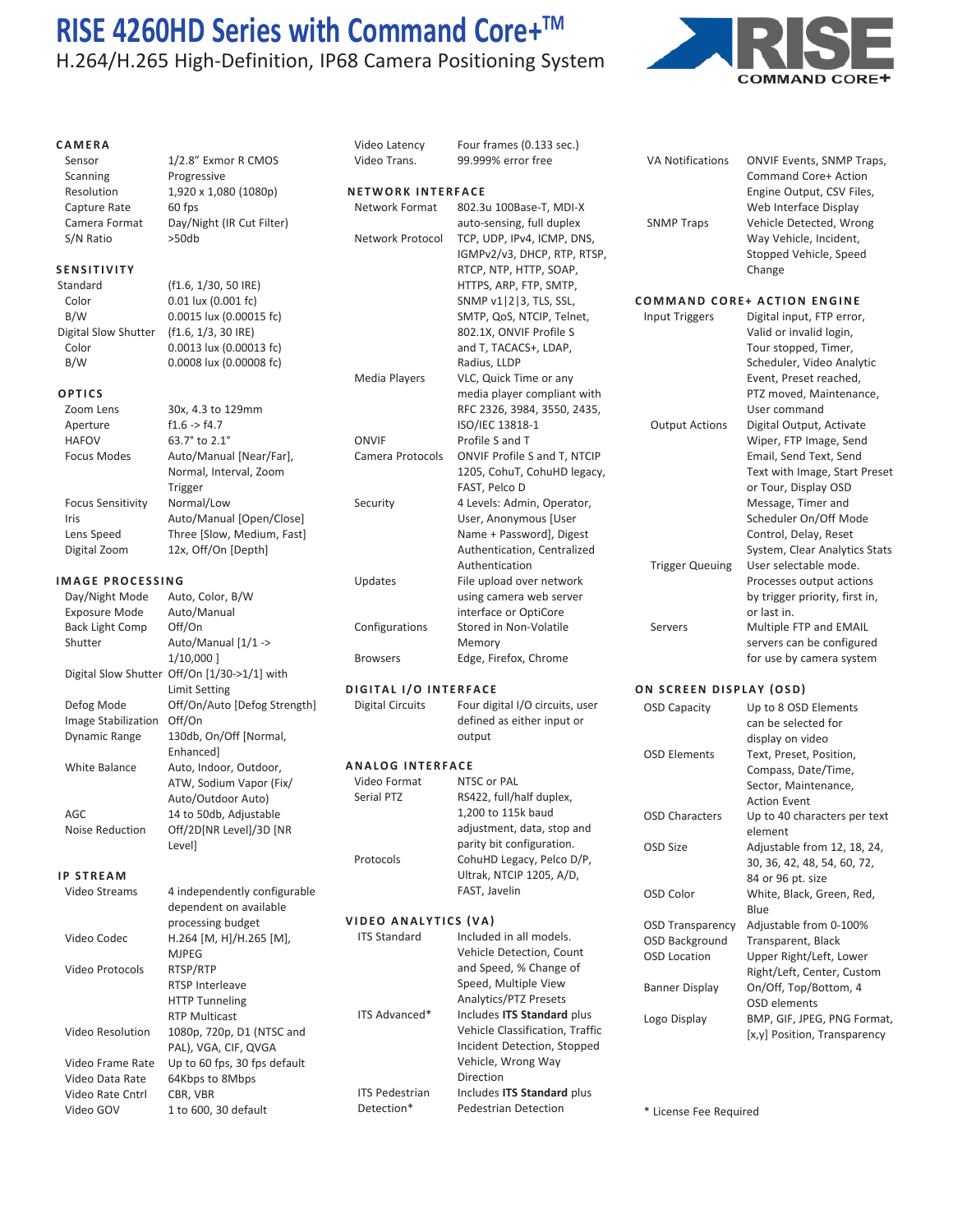# RISE 4260HD Series with Command Core+™

H.264/H.265 High-Definition, IP68 Camera Positioning System

## CAMERA

| | |
|---|---|
| Sensor | 1/2.8" Exmor R CMOS |
| Scanning | Progressive |
| Resolution | 1,920 x 1,080 (1080p) |
| Capture Rate | 60 fps |
| Camera Format | Day/Night (IR Cut Filter) |
| S/N Ratio | >50db |

## SENSITIVITY

| | |
|---|---|
| Standard | (f1.6, 1/30, 50 IRE) |
| Color | 0.01 lux (0.001 fc) |
| B/W | 0.0015 lux (0.00015 fc) |
| Digital Slow Shutter | (f1.6, 1/3, 30 IRE) |
| Color | 0.0013 lux (0.00013 fc) |
| B/W | 0.0008 lux (0.00008 fc) |

## OPTICS

| | |
|---|---|
| Zoom Lens | 30x, 4.3 to 129mm |
| Aperture | f1.6 -> f4.7 |
| HAFOV | 63.7° to 2.1° |
| Focus Modes | Auto/Manual [Near/Far], Normal, Interval, Zoom Trigger |
| Focus Sensitivity | Normal/Low |
| Iris | Auto/Manual [Open/Close] |
| Lens Speed | Three [Slow, Medium, Fast] |
| Digital Zoom | 12x, Off/On [Depth] |

## IMAGE PROCESSING

| | |
|---|---|
| Day/Night Mode | Auto, Color, B/W |
| Exposure Mode | Auto/Manual |
| Back Light Comp | Off/On |
| Shutter | Auto/Manual [1/1 -> 1/10,000 ] |
| Digital Slow Shutter | Off/On [1/30->1/1] with Limit Setting |
| Defog Mode | Off/On/Auto [Defog Strength] |
| Image Stabilization | Off/On |
| Dynamic Range | 130db, On/Off [Normal, Enhanced] |
| White Balance | Auto, Indoor, Outdoor, ATW, Sodium Vapor (Fix/ Auto/Outdoor Auto) |
| AGC | 14 to 50db, Adjustable |
| Noise Reduction | Off/2D[NR Level]/3D [NR Level] |

## IP STREAM

| | |
|---|---|
| Video Streams | 4 independently configurable dependent on available processing budget |
| Video Codec | H.264 [M, H]/H.265 [M], MJPEG |
| Video Protocols | RTSP/RTP<br>RTSP Interleave<br>HTTP Tunneling<br>RTP Multicast |
| Video Resolution | 1080p, 720p, D1 (NTSC and PAL), VGA, CIF, QVGA |
| Video Frame Rate | Up to 60 fps, 30 fps default |
| Video Data Rate | 64Kbps to 8Mbps |
| Video Rate Cntrl | CBR, VBR |
| Video GOV | 1 to 600, 30 default |
| Video Latency | Four frames (0.133 sec.) |
| Video Trans. | 99.999% error free |

## NETWORK INTERFACE

| | |
|---|---|
| Network Format | 802.3u 100Base-T, MDI-X auto-sensing, full duplex |
| Network Protocol | TCP, UDP, IPv4, ICMP, DNS, IGMPv2/v3, DHCP, RTP, RTSP, RTCP, NTP, HTTP, SOAP, HTTPS, ARP, FTP, SMTP, SNMP v1\|2\|3, TLS, SSL, SMTP, QoS, NTCIP, Telnet, 802.1X, ONVIF Profile S and T, TACACS+, LDAP, Radius, LLDP |
| Media Players | VLC, Quick Time or any media player compliant with RFC 2326, 3984, 3550, 2435, ISO/IEC 13818-1 |
| ONVIF | Profile S and T |
| Camera Protocols | ONVIF Profile S and T, NTCIP 1205, CohuT, CohuHD legacy, FAST, Pelco D |
| Security | 4 Levels: Admin, Operator, User, Anonymous [User Name + Password], Digest Authentication, Centralized Authentication |
| Updates | File upload over network using camera web server interface or OptiCore |
| Configurations | Stored in Non-Volatile Memory |
| Browsers | Edge, Firefox, Chrome |

## DIGITAL I/O INTERFACE

| | |
|---|---|
| Digital Circuits | Four digital I/O circuits, user defined as either input or output |

## ANALOG INTERFACE

| | |
|---|---|
| Video Format | NTSC or PAL |
| Serial PTZ | RS422, full/half duplex, 1,200 to 115k baud adjustment, data, stop and parity bit configuration. |
| Protocols | CohuHD Legacy, Pelco D/P, Ultrak, NTCIP 1205, A/D, FAST, Javelin |

## VIDEO ANALYTICS (VA)

| | |
|---|---|
| ITS Standard | Included in all models. Vehicle Detection, Count and Speed, % Change of Speed, Multiple View Analytics/PTZ Presets |
| ITS Advanced* | Includes **ITS Standard** plus Vehicle Classification, Traffic Incident Detection, Stopped Vehicle, Wrong Way Direction |
| ITS Pedestrian Detection* | Includes **ITS Standard** plus Pedestrian Detection |
| VA Notifications | ONVIF Events, SNMP Traps, Command Core+ Action Engine Output, CSV Files, Web Interface Display |
| SNMP Traps | Vehicle Detected, Wrong Way Vehicle, Incident, Stopped Vehicle, Speed Change |

## COMMAND CORE+ ACTION ENGINE

| | |
|---|---|
| Input Triggers | Digital input, FTP error, Valid or invalid login, Tour stopped, Timer, Scheduler, Video Analytic Event, Preset reached, PTZ moved, Maintenance, User command |
| Output Actions | Digital Output, Activate Wiper, FTP Image, Send Email, Send Text, Send Text with Image, Start Preset or Tour, Display OSD Message, Timer and Scheduler On/Off Mode Control, Delay, Reset System, Clear Analytics Stats |
| Trigger Queuing | User selectable mode. Processes output actions by trigger priority, first in, or last in. |
| Servers | Multiple FTP and EMAIL servers can be configured for use by camera system |

## ON SCREEN DISPLAY (OSD)

| | |
|---|---|
| OSD Capacity | Up to 8 OSD Elements can be selected for display on video |
| OSD Elements | Text, Preset, Position, Compass, Date/Time, Sector, Maintenance, Action Event |
| OSD Characters | Up to 40 characters per text element |
| OSD Size | Adjustable from 12, 18, 24, 30, 36, 42, 48, 54, 60, 72, 84 or 96 pt. size |
| OSD Color | White, Black, Green, Red, Blue |
| OSD Transparency | Adjustable from 0-100% |
| OSD Background | Transparent, Black |
| OSD Location | Upper Right/Left, Lower Right/Left, Center, Custom |
| Banner Display | On/Off, Top/Bottom, 4 OSD elements |
| Logo Display | BMP, GIF, JPEG, PNG Format, [x,y] Position, Transparency |

\* License Fee Required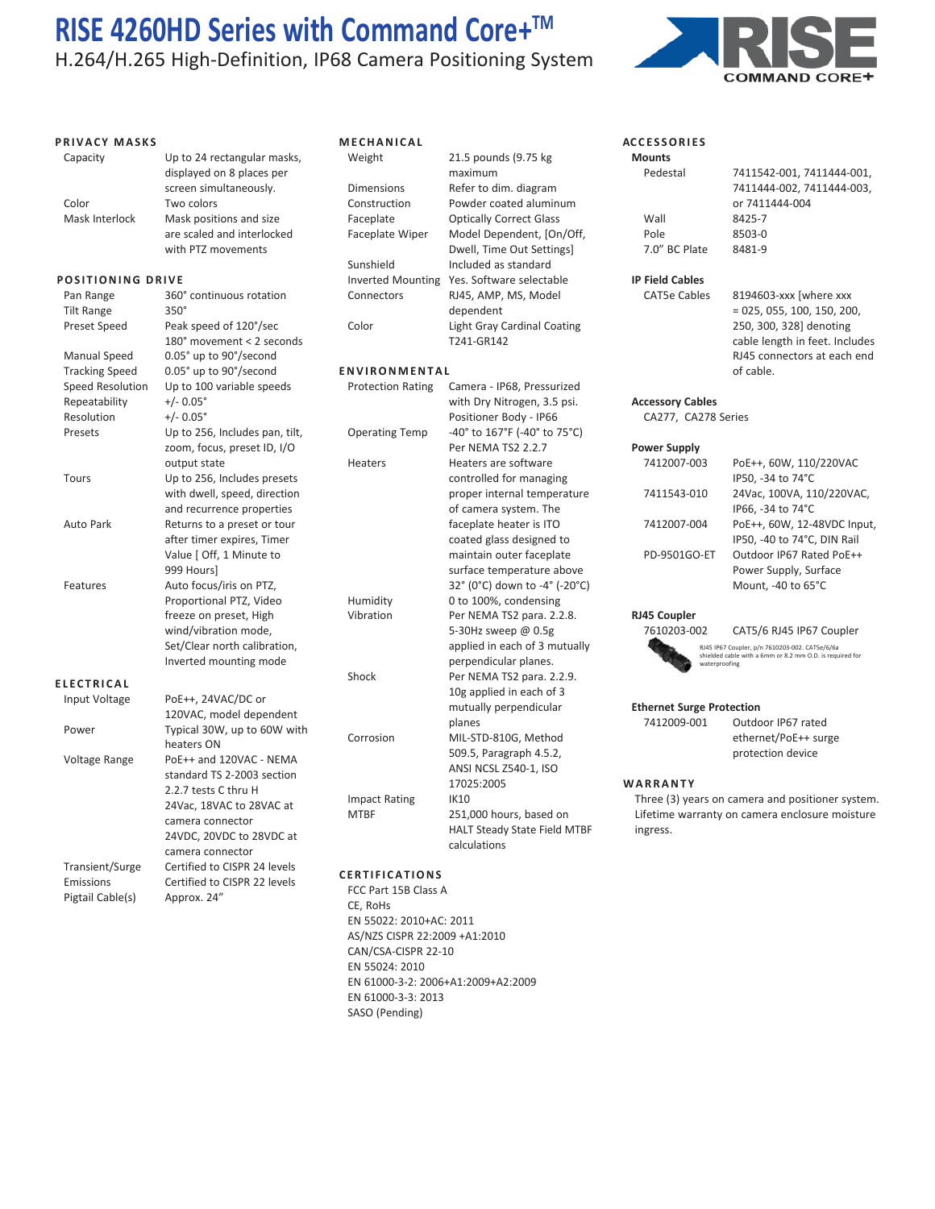# RISE 4260HD Series with Command Core+™

H.264/H.265 High-Definition, IP68 Camera Positioning System

## PRIVACY MASKS

| | |
|---|---|
| Capacity | Up to 24 rectangular masks, displayed on 8 places per screen simultaneously. |
| Color | Two colors |
| Mask Interlock | Mask positions and size are scaled and interlocked with PTZ movements |

## POSITIONING DRIVE

| | |
|---|---|
| Pan Range | 360° continuous rotation |
| Tilt Range | 350° |
| Preset Speed | Peak speed of 120°/sec 180° movement < 2 seconds |
| Manual Speed | 0.05° up to 90°/second |
| Tracking Speed | 0.05° up to 90°/second |
| Speed Resolution | Up to 100 variable speeds |
| Repeatability | +/- 0.05° |
| Resolution | +/- 0.05° |
| Presets | Up to 256, Includes pan, tilt, zoom, focus, preset ID, I/O output state |
| Tours | Up to 256, Includes presets with dwell, speed, direction and recurrence properties |
| Auto Park | Returns to a preset or tour after timer expires, Timer Value [ Off, 1 Minute to 999 Hours] |
| Features | Auto focus/iris on PTZ, Proportional PTZ, Video freeze on preset, High wind/vibration mode, Set/Clear north calibration, Inverted mounting mode |

## ELECTRICAL

| | |
|---|---|
| Input Voltage | PoE++, 24VAC/DC or 120VAC, model dependent |
| Power | Typical 30W, up to 60W with heaters ON |
| Voltage Range | PoE++ and 120VAC - NEMA standard TS 2-2003 section 2.2.7 tests C thru H<br>24Vac, 18VAC to 28VAC at camera connector<br>24VDC, 20VDC to 28VDC at camera connector |
| Transient/Surge | Certified to CISPR 24 levels |
| Emissions | Certified to CISPR 22 levels |
| Pigtail Cable(s) | Approx. 24" |

## MECHANICAL

| | |
|---|---|
| Weight | 21.5 pounds (9.75 kg maximum |
| Dimensions | Refer to dim. diagram |
| Construction | Powder coated aluminum |
| Faceplate | Optically Correct Glass |
| Faceplate Wiper | Model Dependent, [On/Off, Dwell, Time Out Settings] |
| Sunshield | Included as standard |
| Inverted Mounting | Yes. Software selectable |
| Connectors | RJ45, AMP, MS, Model dependent |
| Color | Light Gray Cardinal Coating T241-GR142 |

## ENVIRONMENTAL

| | |
|---|---|
| Protection Rating | Camera - IP68, Pressurized with Dry Nitrogen, 3.5 psi. Positioner Body - IP66 |
| Operating Temp | -40° to 167°F (-40° to 75°C) Per NEMA TS2 2.2.7 |
| Heaters | Heaters are software controlled for managing proper internal temperature of camera system. The faceplate heater is ITO coated glass designed to maintain outer faceplate surface temperature above 32° (0°C) down to -4° (-20°C) |
| Humidity | 0 to 100%, condensing |
| Vibration | Per NEMA TS2 para. 2.2.8. 5-30Hz sweep @ 0.5g applied in each of 3 mutually perpendicular planes. |
| Shock | Per NEMA TS2 para. 2.2.9. 10g applied in each of 3 mutually perpendicular planes |
| Corrosion | MIL-STD-810G, Method 509.5, Paragraph 4.5.2, ANSI NCSL Z540-1, ISO 17025:2005 |
| Impact Rating | IK10 |
| MTBF | 251,000 hours, based on HALT Steady State Field MTBF calculations |

## CERTIFICATIONS

FCC Part 15B Class A
CE, RoHs
EN 55022: 2010+AC: 2011
AS/NZS CISPR 22:2009 +A1:2010
CAN/CSA-CISPR 22-10
EN 55024: 2010
EN 61000-3-2: 2006+A1:2009+A2:2009
EN 61000-3-3: 2013
SASO (Pending)

## ACCESSORIES

### Mounts

| | |
|---|---|
| Pedestal | 7411542-001, 7411444-001, 7411444-002, 7411444-003, or 7411444-004 |
| Wall | 8425-7 |
| Pole | 8503-0 |
| 7.0" BC Plate | 8481-9 |

### IP Field Cables

| | |
|---|---|
| CAT5e Cables | 8194603-xxx [where xxx = 025, 055, 100, 150, 200, 250, 300, 328] denoting cable length in feet. Includes RJ45 connectors at each end of cable. |

### Accessory Cables

CA277, CA278 Series

### Power Supply

| | |
|---|---|
| 7412007-003 | PoE++, 60W, 110/220VAC IP50, -34 to 74°C |
| 7411543-010 | 24Vac, 100VA, 110/220VAC, IP66, -34 to 74°C |
| 7412007-004 | PoE++, 60W, 12-48VDC Input, IP50, -40 to 74°C, DIN Rail |
| PD-9501GO-ET | Outdoor IP67 Rated PoE++ Power Supply, Surface Mount, -40 to 65°C |

### RJ45 Coupler

| | |
|---|---|
| 7610203-002 | CAT5/6 RJ45 IP67 Coupler |

RJ45 IP67 Coupler, p/n 7610203-002. CAT5e/6/6a shielded cable with a 6mm or 8.2 mm O.D. is required for waterproofing

### Ethernet Surge Protection

| | |
|---|---|
| 7412009-001 | Outdoor IP67 rated ethernet/PoE++ surge protection device |

## WARRANTY

Three (3) years on camera and positioner system. Lifetime warranty on camera enclosure moisture ingress.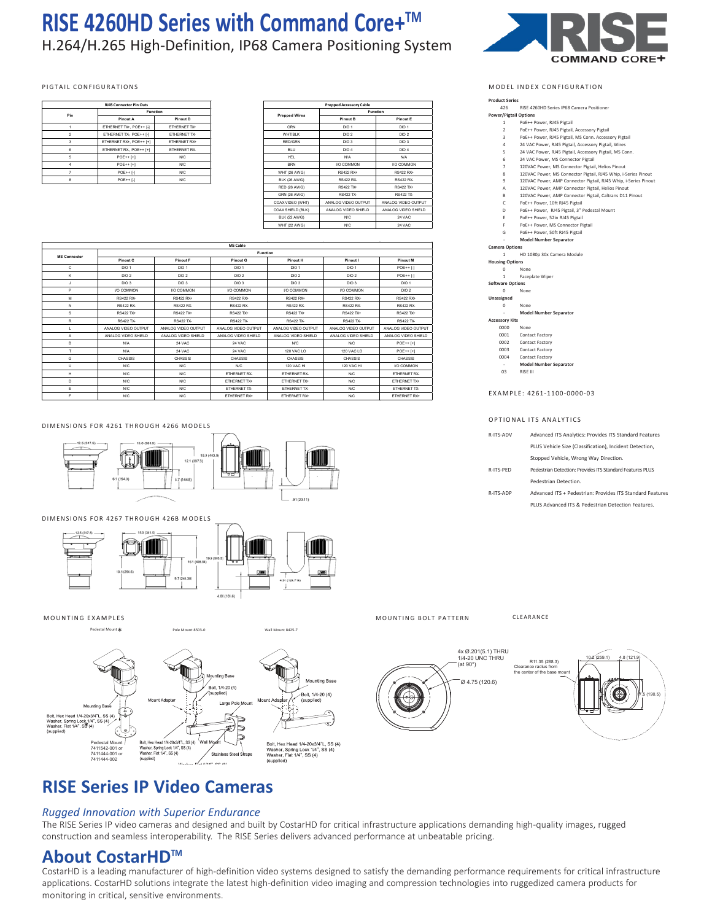# RISE 4260HD Series with Command Core+™

H.264/H.265 High-Definition, IP68 Camera Positioning System

RISE COMMAND CORE+

PIGTAIL CONFIGURATIONS

| RJ45 Connector Pin Outs | | |
|---|---|---|
| Pin | Function | |
| | Pinout A | Pinout D |
| 1 | ETHERNET TX+, POE++ [-] | ETHERNET TX+ |
| 2 | ETHERNET TX-, POE++ [-] | ETHERNET TX- |
| 3 | ETHERNET RX+, POE++ [+] | ETHERNET RX+ |
| 6 | ETHERNET RX-, POE++ [+] | ETHERNET RX- |
| 5 | POE++ [+] | N/C |
| 4 | POE++ [+] | N/C |
| 7 | POE++ [-] | N/C |
| 8 | POE++ [-] | N/C |

| Prepped Accessory Cable | | |
|---|---|---|
| Prepped Wires | Function | |
| | Pinout B | Pinout E |
| ORN | DIO 1 | DIO 1 |
| WHT/BLK | DIO 2 | DIO 2 |
| RED/GRN | DIO 3 | DIO 3 |
| BLU | DIO 4 | DIO 4 |
| YEL | N/A | N/A |
| BRN | I/O COMMON | I/O COMMON |
| WHT (26 AWG) | RS422 RX+ | RS422 RX+ |
| BLK (26 AWG) | RS422 RX- | RS422 RX- |
| RED (26 AWG) | RS422 TX+ | RS422 TX+ |
| GRN (26 AWG) | RS422 TX- | RS422 TX- |
| COAX VIDEO (WHT) | ANALOG VIDEO OUTPUT | ANALOG VIDEO OUTPUT |
| COAX SHIELD (BLK) | ANALOG VIDEO SHIELD | ANALOG VIDEO SHIELD |
| BLK (22 AWG) | N/C | 24 VAC |
| WHT (22 AWG) | N/C | 24 VAC |

| MS Cable | | | | | | |
|---|---|---|---|---|---|---|
| MS Connector | Function | | | | | |
| | Pinout C | Pinout F | Pinout G | Pinout H | Pinout I | Pinout M |
| C | DIO 1 | DIO 1 | DIO 1 | DIO 1 | DIO 1 | POE++ [-] |
| K | DIO 2 | DIO 2 | DIO 2 | DIO 2 | DIO 2 | POE++ [-] |
| J | DIO 3 | DIO 3 | DIO 3 | DIO 3 | DIO 3 | DIO 1 |
| P | I/O COMMON | I/O COMMON | I/O COMMON | I/O COMMON | I/O COMMON | DIO 2 |
| M | RS422 RX+ | RS422 RX+ | RS422 RX+ | RS422 RX+ | RS422 RX+ | RS422 RX+ |
| N | RS422 RX- | RS422 RX- | RS422 RX- | RS422 RX- | RS422 RX- | RS422 RX- |
| S | RS422 TX+ | RS422 TX+ | RS422 TX+ | RS422 TX+ | RS422 TX+ | RS422 TX+ |
| R | RS422 TX- | RS422 TX- | RS422 TX- | RS422 TX- | RS422 TX- | RS422 TX- |
| L | ANALOG VIDEO OUTPUT | ANALOG VIDEO OUTPUT | ANALOG VIDEO OUTPUT | ANALOG VIDEO OUTPUT | ANALOG VIDEO OUTPUT | ANALOG VIDEO OUTPUT |
| A | ANALOG VIDEO SHIELD | ANALOG VIDEO SHIELD | ANALOG VIDEO SHIELD | ANALOG VIDEO SHIELD | ANALOG VIDEO SHIELD | ANALOG VIDEO SHIELD |
| B | N/A | 24 VAC | 24 VAC | N/C | N/C | POE++ [+] |
| T | N/A | 24 VAC | 24 VAC | 120 VAC LO | 120 VAC LO | POE++ [+] |
| G | CHASSIS | CHASSIS | CHASSIS | CHASSIS | CHASSIS | CHASSIS |
| U | N/C | N/C | N/C | 120 VAC HI | 120 VAC HI | I/O COMMON |
| H | N/C | N/C | ETHERNET RX- | ETHERNET RX- | N/C | ETHERNET RX- |
| D | N/C | N/C | ETHERNET TX+ | ETHERNET TX+ | N/C | ETHERNET TX+ |
| E | N/C | N/C | ETHERNET TX- | ETHERNET TX- | N/C | ETHERNET TX- |
| F | N/C | N/C | ETHERNET RX+ | ETHERNET RX+ | N/C | ETHERNET RX+ |

MODEL INDEX CONFIGURATION

**Product Series**
- 426 — RISE 4260HD Series IP68 Camera Positioner

**Power/Pigtail Options**
- 1 — PoE++ Power, RJ45 Pigtail
- 2 — PoE++ Power, RJ45 Pigtail, Accessory Pigtail
- 3 — PoE++ Power, RJ45 Pigtail, MS Conn. Accessory Pigtail
- 4 — 24 VAC Power, RJ45 Pigtail, Accessory Pigtail, Wires
- 5 — 24 VAC Power, RJ45 Pigtail, Accessory Pigtail, MS Conn.
- 6 — 24 VAC Power, MS Connector Pigtail
- 7 — 120VAC Power, MS Connector Pigtail, Helios Pinout
- 8 — 120VAC Power, MS Connector Pigtail, RJ45 Whip, i-Series Pinout
- 9 — 120VAC Power, AMP Connector Pigtail, RJ45 Whip, i-Series Pinout
- A — 120VAC Power, AMP Connector Pigtail, Helios Pinout
- B — 120VAC Power, AMP Connector Pigtail, Caltrans D11 Pinout
- C — PoE++ Power, 10ft RJ45 Pigtail
- D — PoE++ Power, RJ45 Pigtail, 3" Pedestal Mount
- E — PoE++ Power, 52in RJ45 Pigtail
- F — PoE++ Power, MS Connector Pigtail
- G — PoE++ Power, 50ft RJ45 Pigtail
- \- — **Model Number Separator**

**Camera Options**
- 1 — HD 1080p 30x Camera Module

**Housing Options**
- 0 — None
- 1 — Faceplate Wiper

**Software Options**
- 0 — None

**Unassigned**
- 0 — None
- \- — **Model Number Separator**

**Accessory Kits**
- 0000 — None
- 0001 — Contact Factory
- 0002 — Contact Factory
- 0003 — Contact Factory
- 0004 — Contact Factory
- \- — **Model Number Separator**
- 03 — RISE III

EXAMPLE: 4261-1100-0000-03

OPTIONAL ITS ANALYTICS

| | |
|---|---|
| R-ITS-ADV | Advanced ITS Analytics: Provides ITS Standard Features PLUS Vehicle Size (Classification), Incident Detection, Stopped Vehicle, Wrong Way Direction. |
| R-ITS-PED | Pedestrian Detection: Provides ITS Standard Features PLUS Pedestrian Detection. |
| R-ITS-ADP | Advanced ITS + Pedestrian: Provides ITS Standard Features PLUS Advanced ITS & Pedestrian Detection Features. |

DIMENSIONS FOR 4261 THROUGH 4266 MODELS

12.5 (317.5)
15.0 (381.0)
15.9 (403.9)
12.1 (307.3)
6.1 (154.9)
5.7 (144.8)
.91 (23.1)

DIMENSIONS FOR 4267 THROUGH 426B MODELS

125 (317.5)
15.0 (381.0)
19.9 (505.5)
16.1 (408.94)
10.1 (256.5)
9.7 (246.38)
4.9 (124.7)
4.00 (101.6)

MOUNTING EXAMPLES

Pedestal Mount
Mounting Base
Bolt, Hex Head 1/4-20x3/4"L, SS (4)
Washer, Spring Lock 1/4", SS (4)
Washer, Flat 1/4", SS (4)
(supplied)
Pedestal Mount
7411542-001 or
7411444-001 or
7411444-002

Pole Mount 8503-0
Mounting Base
Bolt, 1/4-20 (4)
(supplied)
Mount Adapter
Large Pole Mount
Bolt, Hex Head 1/4-20x3/4"L, SS (4)
Washer, Spring Lock 1/4", SS (4)
Washer, Flat 1/4", SS (4)
(supplied)
Wall Mount
Stainless Steel Straps

Wall Mount 8425-7
Mounting Base
Bolt, 1/4-20 (4)
(supplied)
Mount Adapter
Bolt, Hex Head 1/4-20x3/4"L, SS (4)
Washer, Spring Lock 1/4", SS (4)
Washer, Flat 1/4", SS (4)
(supplied)

MOUNTING BOLT PATTERN

4x Ø.201(5.1) THRU
1/4-20 UNC THRU
(at 90°)
Ø 4.75 (120.6)

CLEARANCE

R11.35 (288.3)
Clearance radius from the center of the base mount
10.2 (259.1)
4.8 (121.9)
7.5 (190.5)

# RISE Series IP Video Cameras

## *Rugged Innovation with Superior Endurance*

The RISE Series IP video cameras and designed and built by CostarHD for critical infrastructure applications demanding high-quality images, rugged construction and seamless interoperability. The RISE Series delivers advanced performance at unbeatable pricing.

# About CostarHD™

CostarHD is a leading manufacturer of high-definition video systems designed to satisfy the demanding performance requirements for critical infrastructure applications. CostarHD solutions integrate the latest high-definition video imaging and compression technologies into ruggedized camera products for monitoring in critical, sensitive environments.